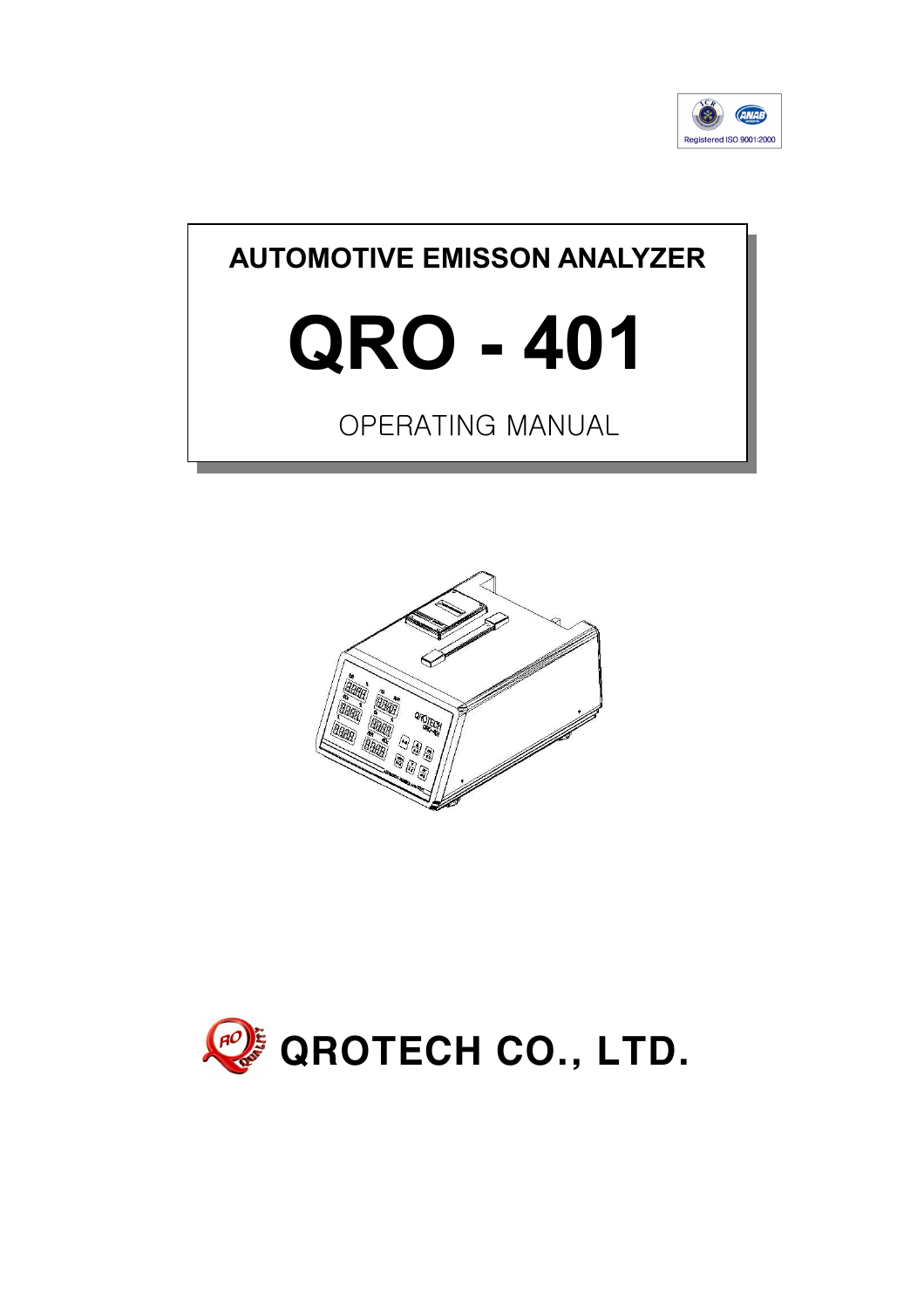Registered ISO 9001:2000

# AUTOMOTIVE EMISSON ANALYZER

# QRO - 401

OPERATING MANUAL

**QROTECH CO., LTD.**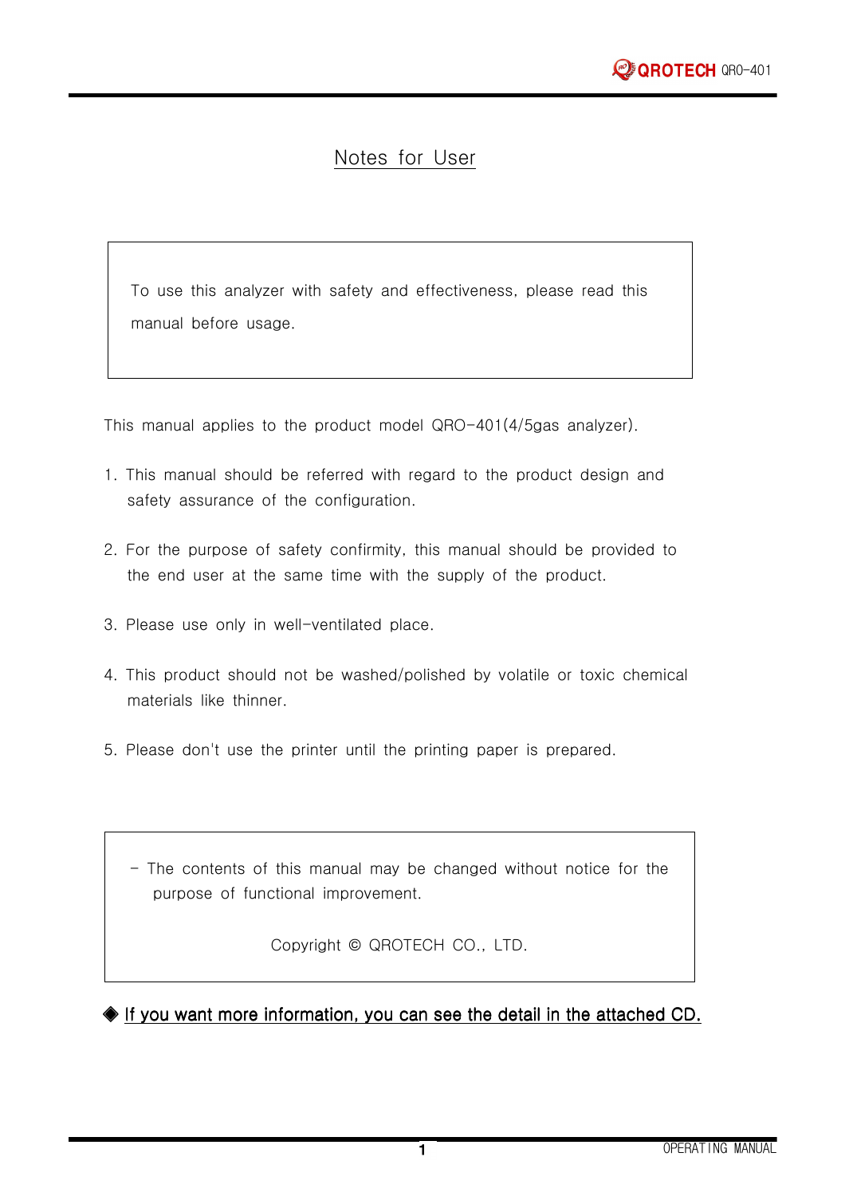# Notes for User

> To use this analyzer with safety and effectiveness, please read this manual before usage.

This manual applies to the product model QRO-401(4/5gas analyzer).

1. This manual should be referred with regard to the product design and safety assurance of the configuration.

2. For the purpose of safety confirmity, this manual should be provided to the end user at the same time with the supply of the product.

3. Please use only in well-ventilated place.

4. This product should not be washed/polished by volatile or toxic chemical materials like thinner.

5. Please don't use the printer until the printing paper is prepared.

> - The contents of this manual may be changed without notice for the purpose of functional improvement.
>
> Copyright © QROTECH CO., LTD.

◈ **If you want more information, you can see the detail in the attached CD.**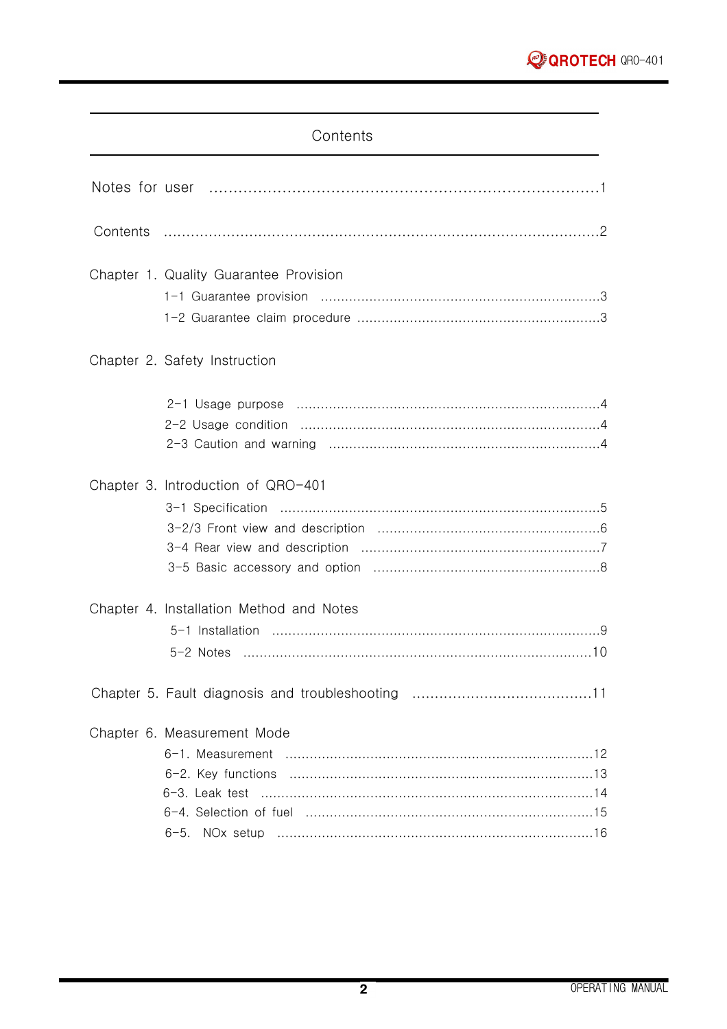# Contents

Notes for user .......................................................................................1

Contents .......................................................................................2

## Chapter 1. Quality Guarantee Provision

- 1-1 Guarantee provision .......................................................................3
- 1-2 Guarantee claim procedure .......................................................................3

## Chapter 2. Safety Instruction

- 2-1 Usage purpose .......................................................................4
- 2-2 Usage condition .......................................................................4
- 2-3 Caution and warning .......................................................................4

## Chapter 3. Introduction of QRO-401

- 3-1 Specification .......................................................................5
- 3-2/3 Front view and description .......................................................................6
- 3-4 Rear view and description .......................................................................7
- 3-5 Basic accessory and option .......................................................................8

## Chapter 4. Installation Method and Notes

- 5-1 Installation .......................................................................9
- 5-2 Notes .......................................................................10

## Chapter 5. Fault diagnosis and troubleshooting .......................................................................11

## Chapter 6. Measurement Mode

- 6-1. Measurement .......................................................................12
- 6-2. Key functions .......................................................................13
- 6-3. Leak test .......................................................................14
- 6-4. Selection of fuel .......................................................................15
- 6-5. NOx setup .......................................................................16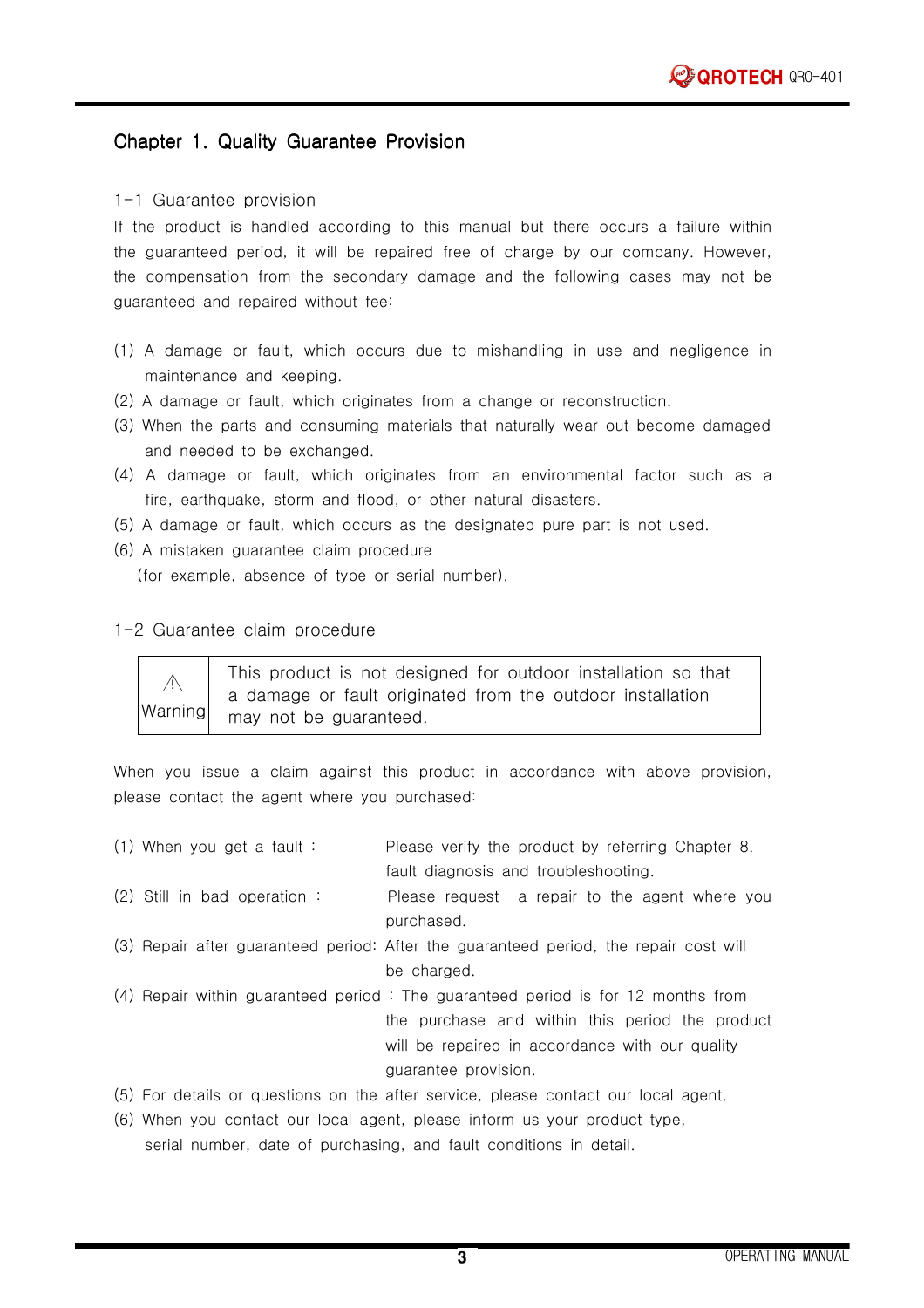# Chapter 1. Quality Guarantee Provision

## 1-1 Guarantee provision

If the product is handled according to this manual but there occurs a failure within the guaranteed period, it will be repaired free of charge by our company. However, the compensation from the secondary damage and the following cases may not be guaranteed and repaired without fee:

(1) A damage or fault, which occurs due to mishandling in use and negligence in maintenance and keeping.
(2) A damage or fault, which originates from a change or reconstruction.
(3) When the parts and consuming materials that naturally wear out become damaged and needed to be exchanged.
(4) A damage or fault, which originates from an environmental factor such as a fire, earthquake, storm and flood, or other natural disasters.
(5) A damage or fault, which occurs as the designated pure part is not used.
(6) A mistaken guarantee claim procedure
(for example, absence of type or serial number).

## 1-2 Guarantee claim procedure

| ⚠ Warning | This product is not designed for outdoor installation so that a damage or fault originated from the outdoor installation may not be guaranteed. |
|---|---|

When you issue a claim against this product in accordance with above provision, please contact the agent where you purchased:

(1) When you get a fault : Please verify the product by referring Chapter 8. fault diagnosis and troubleshooting.
(2) Still in bad operation : Please request a repair to the agent where you purchased.
(3) Repair after guaranteed period: After the guaranteed period, the repair cost will be charged.
(4) Repair within guaranteed period : The guaranteed period is for 12 months from the purchase and within this period the product will be repaired in accordance with our quality guarantee provision.
(5) For details or questions on the after service, please contact our local agent.
(6) When you contact our local agent, please inform us your product type, serial number, date of purchasing, and fault conditions in detail.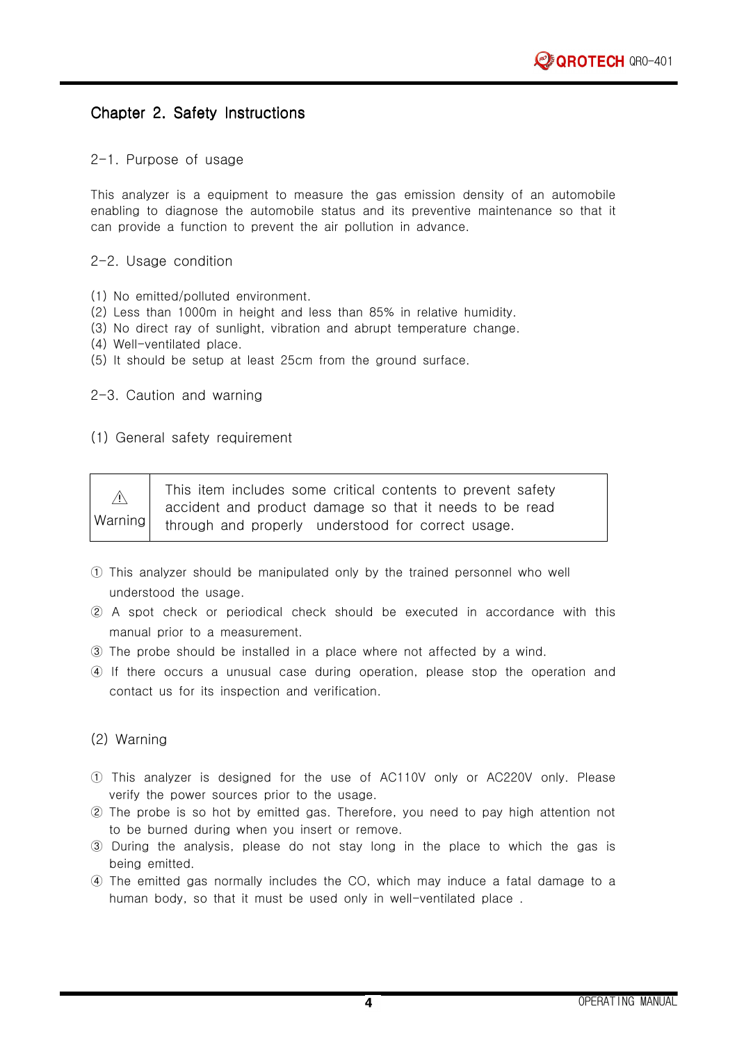# Chapter 2. Safety Instructions

## 2-1. Purpose of usage

This analyzer is a equipment to measure the gas emission density of an automobile enabling to diagnose the automobile status and its preventive maintenance so that it can provide a function to prevent the air pollution in advance.

## 2-2. Usage condition

(1) No emitted/polluted environment.
(2) Less than 1000m in height and less than 85% in relative humidity.
(3) No direct ray of sunlight, vibration and abrupt temperature change.
(4) Well-ventilated place.
(5) It should be setup at least 25cm from the ground surface.

## 2-3. Caution and warning

### (1) General safety requirement

| ⚠ Warning | This item includes some critical contents to prevent safety accident and product damage so that it needs to be read through and properly understood for correct usage. |
|---|---|

① This analyzer should be manipulated only by the trained personnel who well understood the usage.
② A spot check or periodical check should be executed in accordance with this manual prior to a measurement.
③ The probe should be installed in a place where not affected by a wind.
④ If there occurs a unusual case during operation, please stop the operation and contact us for its inspection and verification.

### (2) Warning

① This analyzer is designed for the use of AC110V only or AC220V only. Please verify the power sources prior to the usage.
② The probe is so hot by emitted gas. Therefore, you need to pay high attention not to be burned during when you insert or remove.
③ During the analysis, please do not stay long in the place to which the gas is being emitted.
④ The emitted gas normally includes the CO, which may induce a fatal damage to a human body, so that it must be used only in well-ventilated place .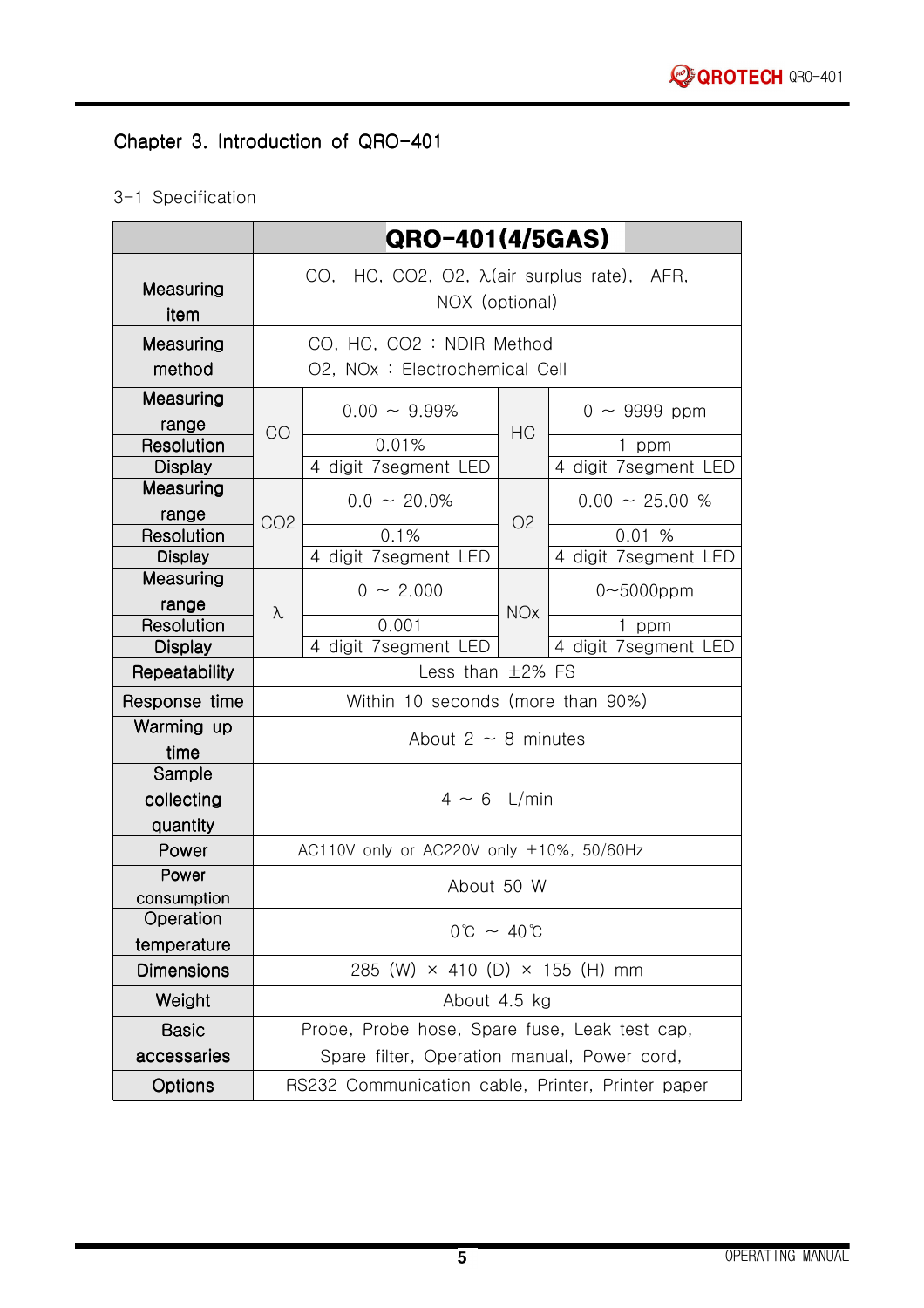# Chapter 3. Introduction of QRO-401

## 3-1 Specification

| | QRO-401(4/5GAS) | | | |
|---|---|---|---|---|
| Measuring item | CO, HC, $CO_2$, $O_2$, λ(air surplus rate), AFR, NOX (optional) | | | |
| Measuring method | CO, HC, $CO_2$ : NDIR Method<br>$O_2$, NOx : Electrochemical Cell | | | |
| Measuring range | CO | 0.00 ~ 9.99% | HC | 0 ~ 9999 ppm |
| Resolution | | 0.01% | | 1 ppm |
| Display | | 4 digit 7segment LED | | 4 digit 7segment LED |
| Measuring range | $CO_2$ | 0.0 ~ 20.0% | $O_2$ | 0.00 ~ 25.00 % |
| Resolution | | 0.1% | | 0.01 % |
| Display | | 4 digit 7segment LED | | 4 digit 7segment LED |
| Measuring range | λ | 0 ~ 2.000 | NOx | 0~5000ppm |
| Resolution | | 0.001 | | 1 ppm |
| Display | | 4 digit 7segment LED | | 4 digit 7segment LED |
| Repeatability | Less than ±2% FS | | | |
| Response time | Within 10 seconds (more than 90%) | | | |
| Warming up time | About 2 ~ 8 minutes | | | |
| Sample collecting quantity | 4 ~ 6 L/min | | | |
| Power | AC110V only or AC220V only ±10%, 50/60Hz | | | |
| Power consumption | About 50 W | | | |
| Operation temperature | 0℃ ~ 40℃ | | | |
| Dimensions | 285 (W) × 410 (D) × 155 (H) mm | | | |
| Weight | About 4.5 kg | | | |
| Basic accessaries | Probe, Probe hose, Spare fuse, Leak test cap, Spare filter, Operation manual, Power cord, | | | |
| Options | RS232 Communication cable, Printer, Printer paper | | | |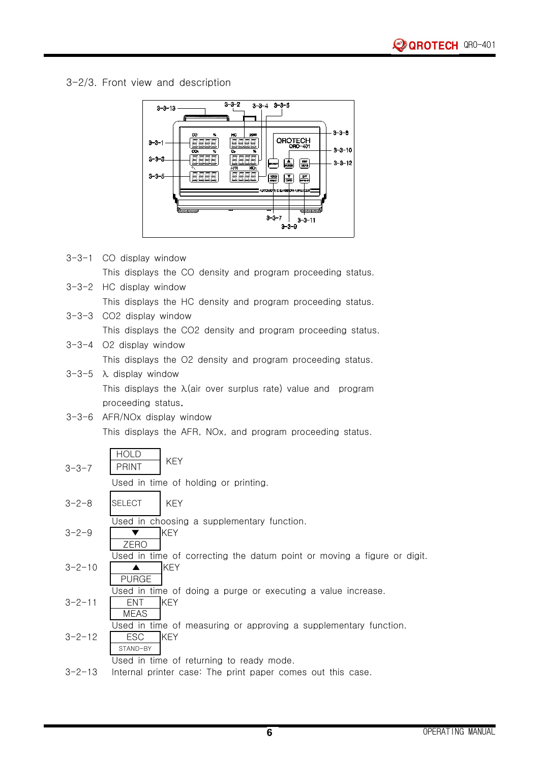3-2/3. Front view and description

3-3-1 CO display window

This displays the CO density and program proceeding status.

3-3-2 HC display window

This displays the HC density and program proceeding status.

3-3-3 CO2 display window

This displays the CO2 density and program proceeding status.

3-3-4 O2 display window

This displays the O2 density and program proceeding status.

3-3-5 λ display window

This displays the λ(air over surplus rate) value and program proceeding status.

3-3-6 AFR/NOx display window

This displays the AFR, NOx, and program proceeding status.

3-3-7 HOLD / PRINT KEY

Used in time of holding or printing.

3-2-8 SELECT KEY

Used in choosing a supplementary function.

3-2-9 ▼ / ZERO KEY

Used in time of correcting the datum point or moving a figure or digit.

3-2-10 ▲ / PURGE KEY

Used in time of doing a purge or executing a value increase.

3-2-11 ENT / MEAS KEY

Used in time of measuring or approving a supplementary function.

3-2-12 ESC / STAND-BY KEY

Used in time of returning to ready mode.

3-2-13 Internal printer case: The print paper comes out this case.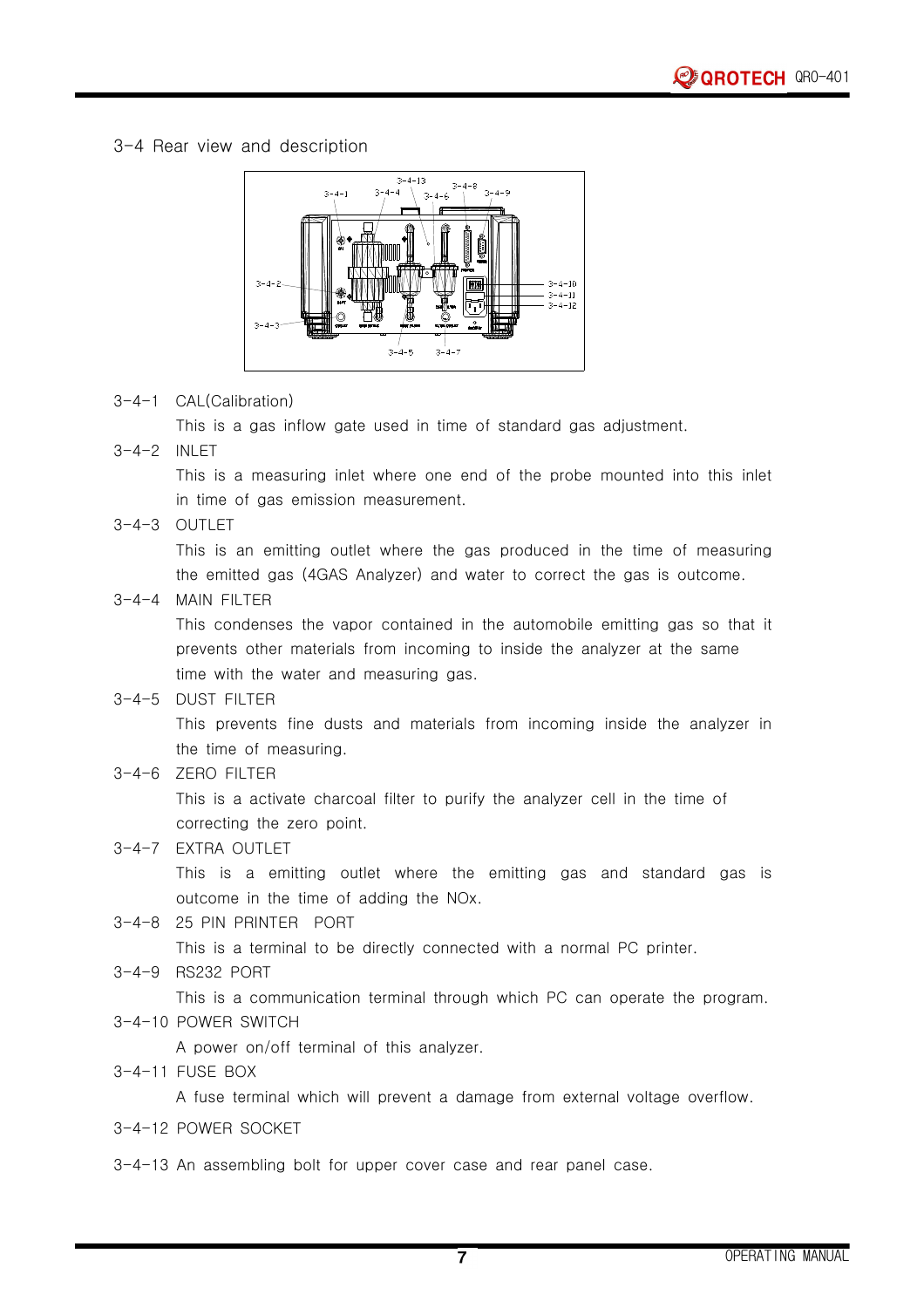## 3-4 Rear view and description

3-4-1 CAL(Calibration)

This is a gas inflow gate used in time of standard gas adjustment.

3-4-2 INLET

This is a measuring inlet where one end of the probe mounted into this inlet in time of gas emission measurement.

3-4-3 OUTLET

This is an emitting outlet where the gas produced in the time of measuring the emitted gas (4GAS Analyzer) and water to correct the gas is outcome.

3-4-4 MAIN FILTER

This condenses the vapor contained in the automobile emitting gas so that it prevents other materials from incoming to inside the analyzer at the same time with the water and measuring gas.

3-4-5 DUST FILTER

This prevents fine dusts and materials from incoming inside the analyzer in the time of measuring.

3-4-6 ZERO FILTER

This is a activate charcoal filter to purify the analyzer cell in the time of correcting the zero point.

3-4-7 EXTRA OUTLET

This is a emitting outlet where the emitting gas and standard gas is outcome in the time of adding the NOx.

3-4-8 25 PIN PRINTER PORT

This is a terminal to be directly connected with a normal PC printer.

3-4-9 RS232 PORT

This is a communication terminal through which PC can operate the program.

3-4-10 POWER SWITCH

A power on/off terminal of this analyzer.

3-4-11 FUSE BOX

A fuse terminal which will prevent a damage from external voltage overflow.

3-4-12 POWER SOCKET

3-4-13 An assembling bolt for upper cover case and rear panel case.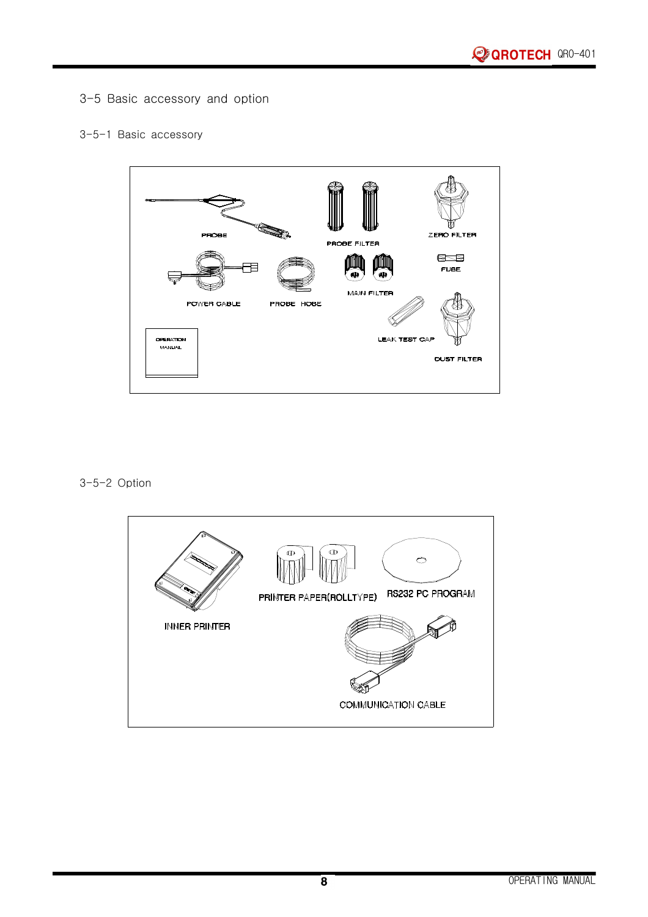## 3-5 Basic accessory and option

### 3-5-1 Basic accessory

PROBE

PROBE FILTER

ZERO FILTER

FUSE

POWER CABLE

PROBE HOSE

MAIN FILTER

OPERATION MANUAL

LEAK TEST CAP

DUST FILTER

### 3-5-2 Option

INNER PRINTER

PRINTER PAPER(ROLLTYPE)

RS232 PC PROGRAM

COMMUNICATION CABLE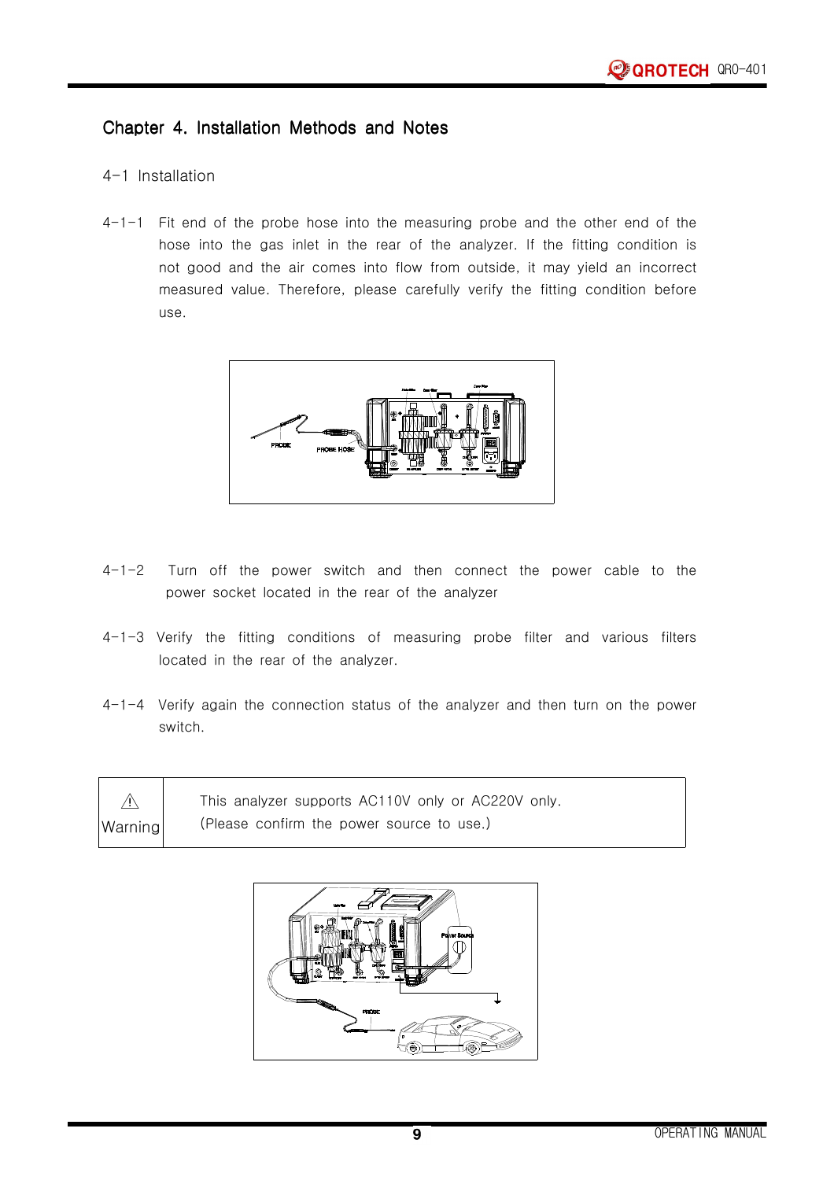# Chapter 4. Installation Methods and Notes

## 4-1 Installation

4-1-1 Fit end of the probe hose into the measuring probe and the other end of the hose into the gas inlet in the rear of the analyzer. If the fitting condition is not good and the air comes into flow from outside, it may yield an incorrect measured value. Therefore, please carefully verify the fitting condition before use.

4-1-2 Turn off the power switch and then connect the power cable to the power socket located in the rear of the analyzer

4-1-3 Verify the fitting conditions of measuring probe filter and various filters located in the rear of the analyzer.

4-1-4 Verify again the connection status of the analyzer and then turn on the power switch.

| ⚠ Warning | This analyzer supports AC110V only or AC220V only. (Please confirm the power source to use.) |
|---|---|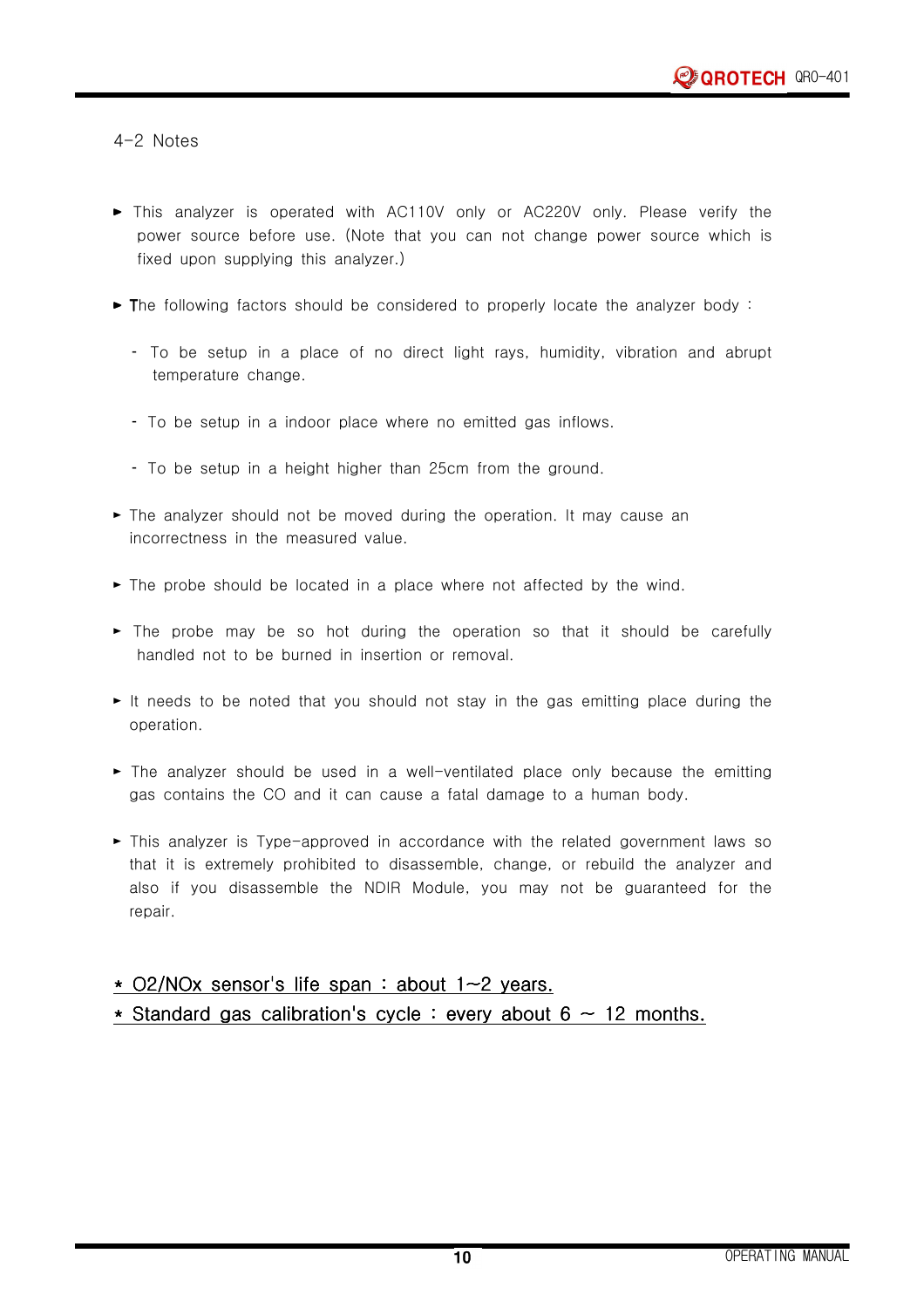## 4-2 Notes

- ► This analyzer is operated with AC110V only or AC220V only. Please verify the power source before use. (Note that you can not change power source which is fixed upon supplying this analyzer.)

- ► The following factors should be considered to properly locate the analyzer body :

  - To be setup in a place of no direct light rays, humidity, vibration and abrupt temperature change.

  - To be setup in a indoor place where no emitted gas inflows.

  - To be setup in a height higher than 25cm from the ground.

- ► The analyzer should not be moved during the operation. It may cause an incorrectness in the measured value.

- ► The probe should be located in a place where not affected by the wind.

- ► The probe may be so hot during the operation so that it should be carefully handled not to be burned in insertion or removal.

- ► It needs to be noted that you should not stay in the gas emitting place during the operation.

- ► The analyzer should be used in a well-ventilated place only because the emitting gas contains the CO and it can cause a fatal damage to a human body.

- ► This analyzer is Type-approved in accordance with the related government laws so that it is extremely prohibited to disassemble, change, or rebuild the analyzer and also if you disassemble the NDIR Module, you may not be guaranteed for the repair.

<u>* O2/NOx sensor's life span : about 1~2 years.</u>

<u>* Standard gas calibration's cycle : every about 6 ~ 12 months.</u>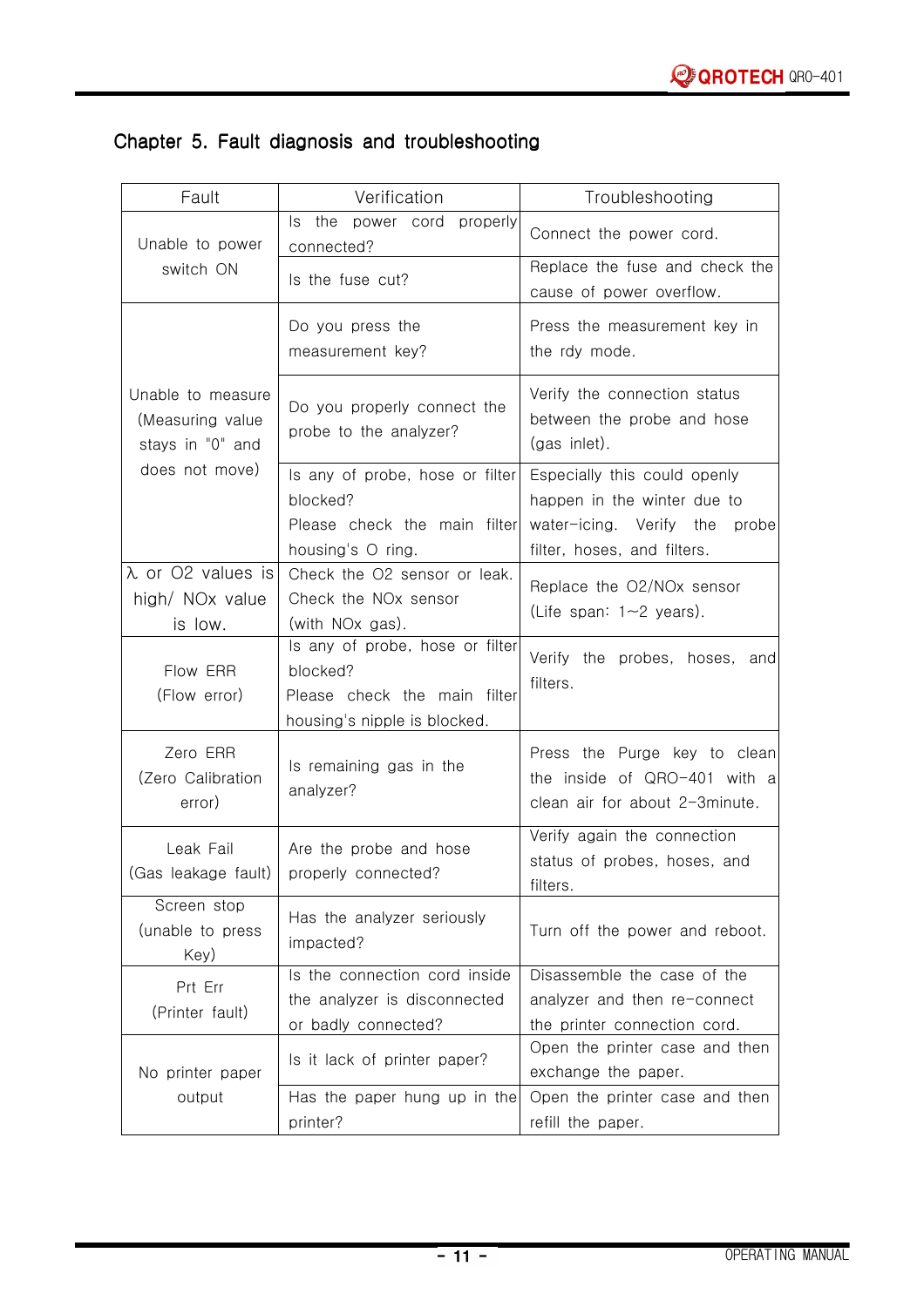## Chapter 5. Fault diagnosis and troubleshooting

| Fault | Verification | Troubleshooting |
|---|---|---|
| Unable to power switch ON | Is the power cord properly connected? | Connect the power cord. |
| | Is the fuse cut? | Replace the fuse and check the cause of power overflow. |
| Unable to measure (Measuring value stays in "0" and does not move) | Do you press the measurement key? | Press the measurement key in the rdy mode. |
| | Do you properly connect the probe to the analyzer? | Verify the connection status between the probe and hose (gas inlet). |
| | Is any of probe, hose or filter blocked? Please check the main filter housing's O ring. | Especially this could openly happen in the winter due to water-icing. Verify the probe filter, hoses, and filters. |
| λ or O2 values is high/ NOx value is low. | Check the O2 sensor or leak. Check the NOx sensor (with NOx gas). | Replace the O2/NOx sensor (Life span: 1~2 years). |
| Flow ERR (Flow error) | Is any of probe, hose or filter blocked? Please check the main filter housing's nipple is blocked. | Verify the probes, hoses, and filters. |
| Zero ERR (Zero Calibration error) | Is remaining gas in the analyzer? | Press the Purge key to clean the inside of QRO-401 with a clean air for about 2-3minute. |
| Leak Fail (Gas leakage fault) | Are the probe and hose properly connected? | Verify again the connection status of probes, hoses, and filters. |
| Screen stop (unable to press Key) | Has the analyzer seriously impacted? | Turn off the power and reboot. |
| Prt Err (Printer fault) | Is the connection cord inside the analyzer is disconnected or badly connected? | Disassemble the case of the analyzer and then re-connect the printer connection cord. |
| No printer paper output | Is it lack of printer paper? | Open the printer case and then exchange the paper. |
| | Has the paper hung up in the printer? | Open the printer case and then refill the paper. |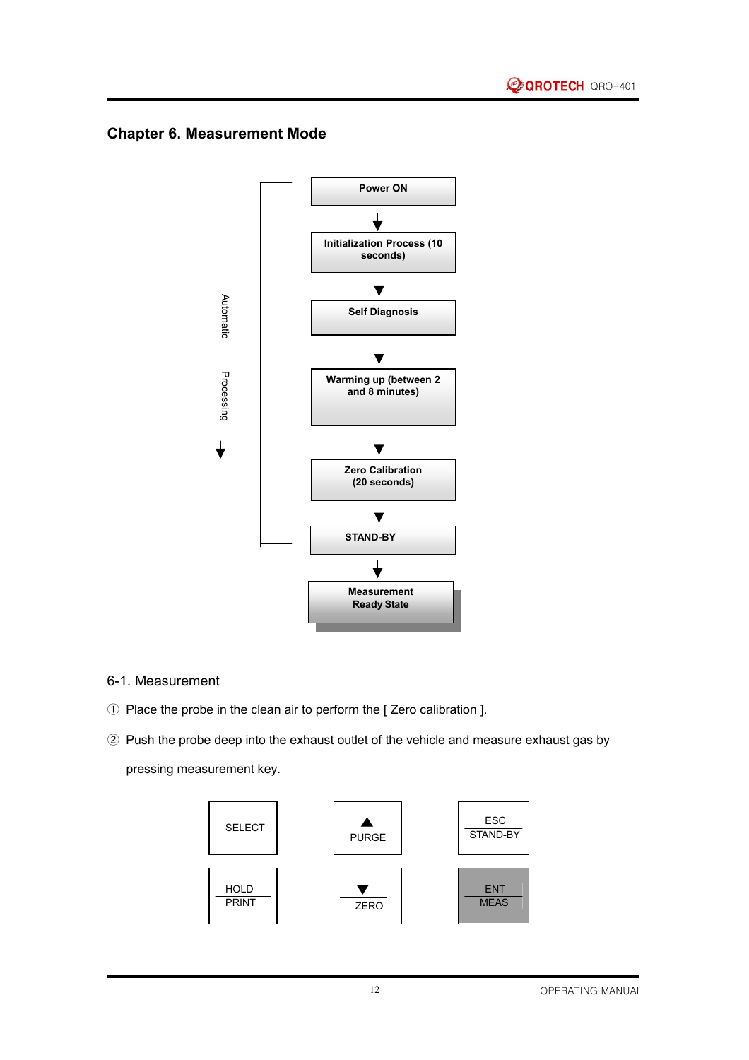## Chapter 6. Measurement Mode

Automatic Processing ↓

Power ON
↓
Initialization Process (10 seconds)
↓
Self Diagnosis
↓
Warming up (between 2 and 8 minutes)
↓
Zero Calibration (20 seconds)
↓
STAND-BY
↓
Measurement Ready State

### 6-1. Measurement

① Place the probe in the clean air to perform the [ Zero calibration ].

② Push the probe deep into the exhaust outlet of the vehicle and measure exhaust gas by pressing measurement key.

| SELECT | ▲ / PURGE | ESC / STAND-BY |
| --- | --- | --- |
| HOLD / PRINT | ▼ / ZERO | ENT / MEAS |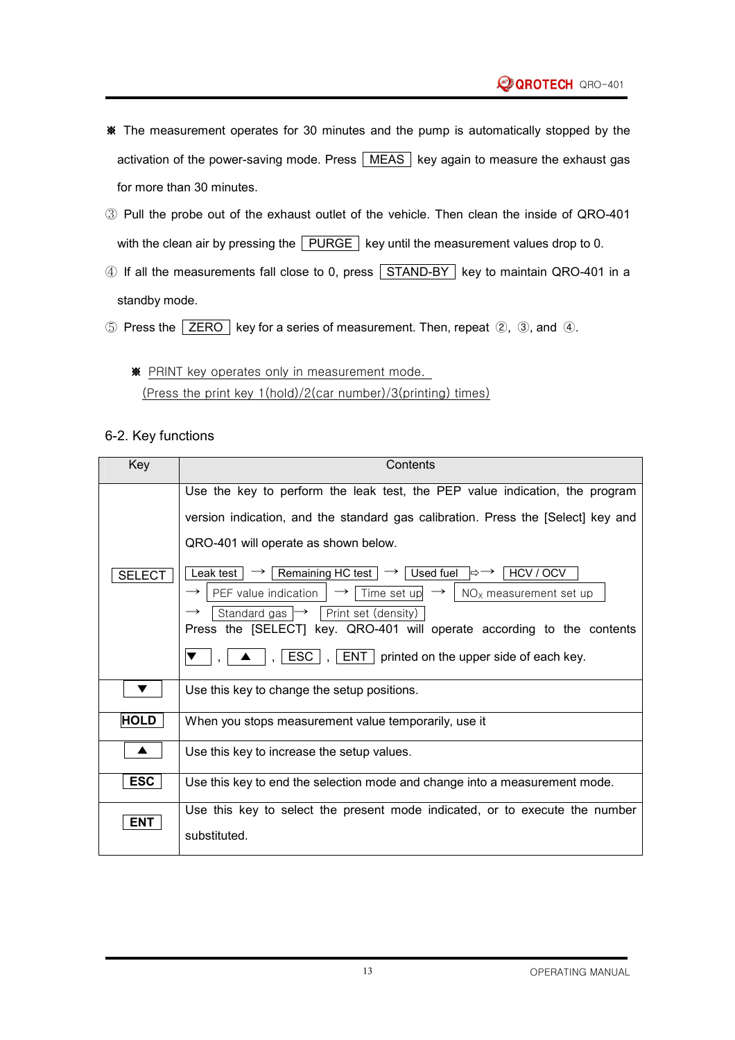※ The measurement operates for 30 minutes and the pump is automatically stopped by the activation of the power-saving mode. Press [MEAS] key again to measure the exhaust gas for more than 30 minutes.

③ Pull the probe out of the exhaust outlet of the vehicle. Then clean the inside of QRO-401 with the clean air by pressing the [PURGE] key until the measurement values drop to 0.

④ If all the measurements fall close to 0, press [STAND-BY] key to maintain QRO-401 in a standby mode.

⑤ Press the [ZERO] key for a series of measurement. Then, repeat ②, ③, and ④.

※ PRINT key operates only in measurement mode.
(Press the print key 1(hold)/2(car number)/3(printing) times)

## 6-2. Key functions

| Key | Contents |
|---|---|
| [SELECT] | Use the key to perform the leak test, the PEP value indication, the program version indication, and the standard gas calibration. Press the [Select] key and QRO-401 will operate as shown below.<br>[Leak test] → [Remaining HC test] → [Used fuel] ⇨→ [HCV / OCV] → [PEF value indication] → [Time set up] → [$NO_X$ measurement set up] → [Standard gas] → [Print set (density)]<br>Press the [SELECT] key. QRO-401 will operate according to the contents [▼], [▲], [ESC], [ENT] printed on the upper side of each key. |
| [▼] | Use this key to change the setup positions. |
| **[HOLD]** | When you stops measurement value temporarily, use it |
| [▲] | Use this key to increase the setup values. |
| **[ESC]** | Use this key to end the selection mode and change into a measurement mode. |
| **[ENT]** | Use this key to select the present mode indicated, or to execute the number substituted. |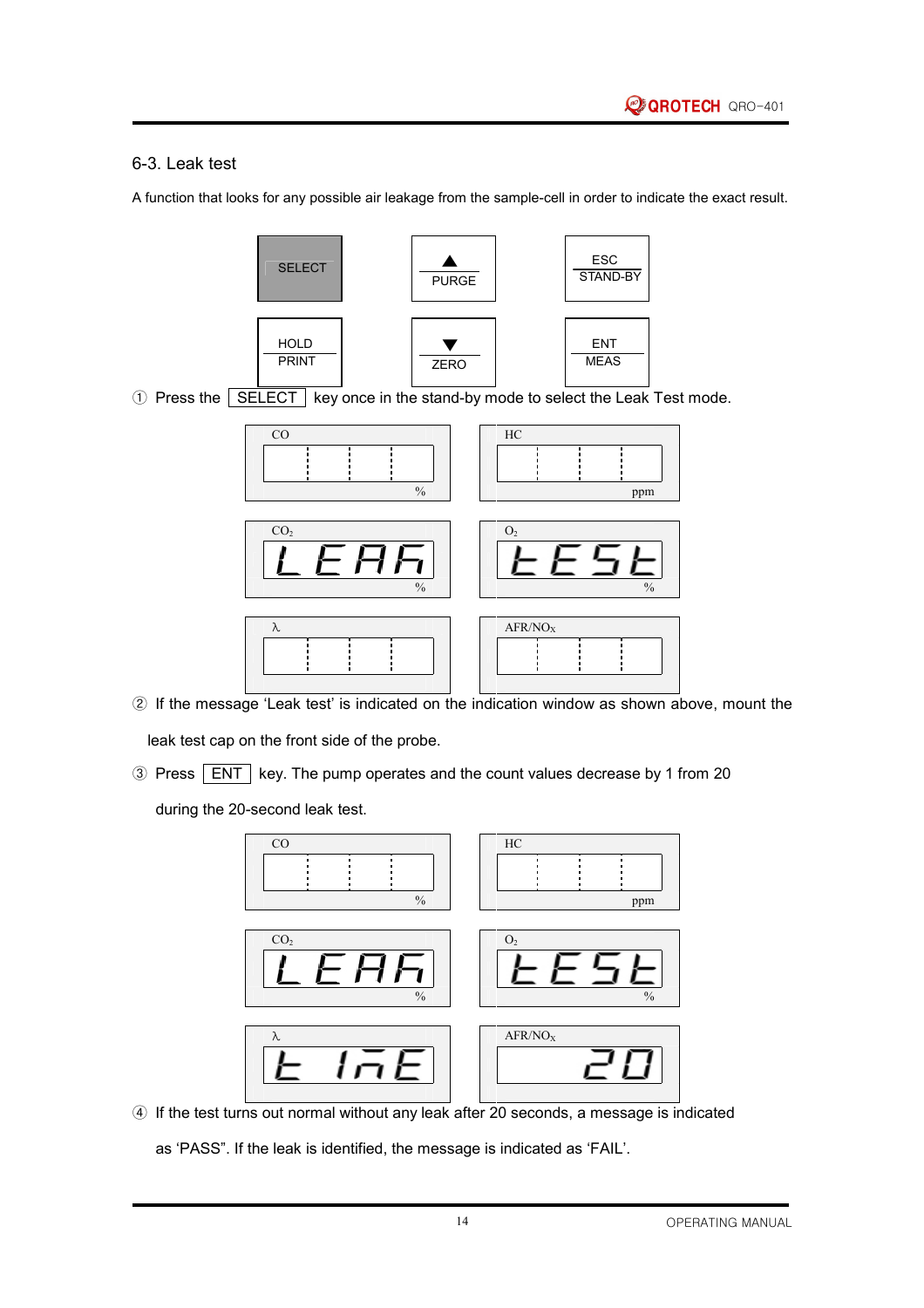## 6-3. Leak test

A function that looks for any possible air leakage from the sample-cell in order to indicate the exact result.

| SELECT | ▲ / PURGE | ESC / STAND-BY |
|---|---|---|
| HOLD / PRINT | ▼ / ZERO | ENT / MEAS |

① Press the SELECT key once in the stand-by mode to select the Leak Test mode.

| CO (%) | HC (ppm) |
|---|---|
| $CO_2$: LEAK (%) | $O_2$: TEST (%) |
| λ | AFR/$NO_X$ |

② If the message 'Leak test' is indicated on the indication window as shown above, mount the leak test cap on the front side of the probe.

③ Press ENT key. The pump operates and the count values decrease by 1 from 20 during the 20-second leak test.

| CO (%) | HC (ppm) |
|---|---|
| $CO_2$: LEAK (%) | $O_2$: TEST (%) |
| λ: TIME | AFR/$NO_X$: 20 |

④ If the test turns out normal without any leak after 20 seconds, a message is indicated as 'PASS". If the leak is identified, the message is indicated as 'FAIL'.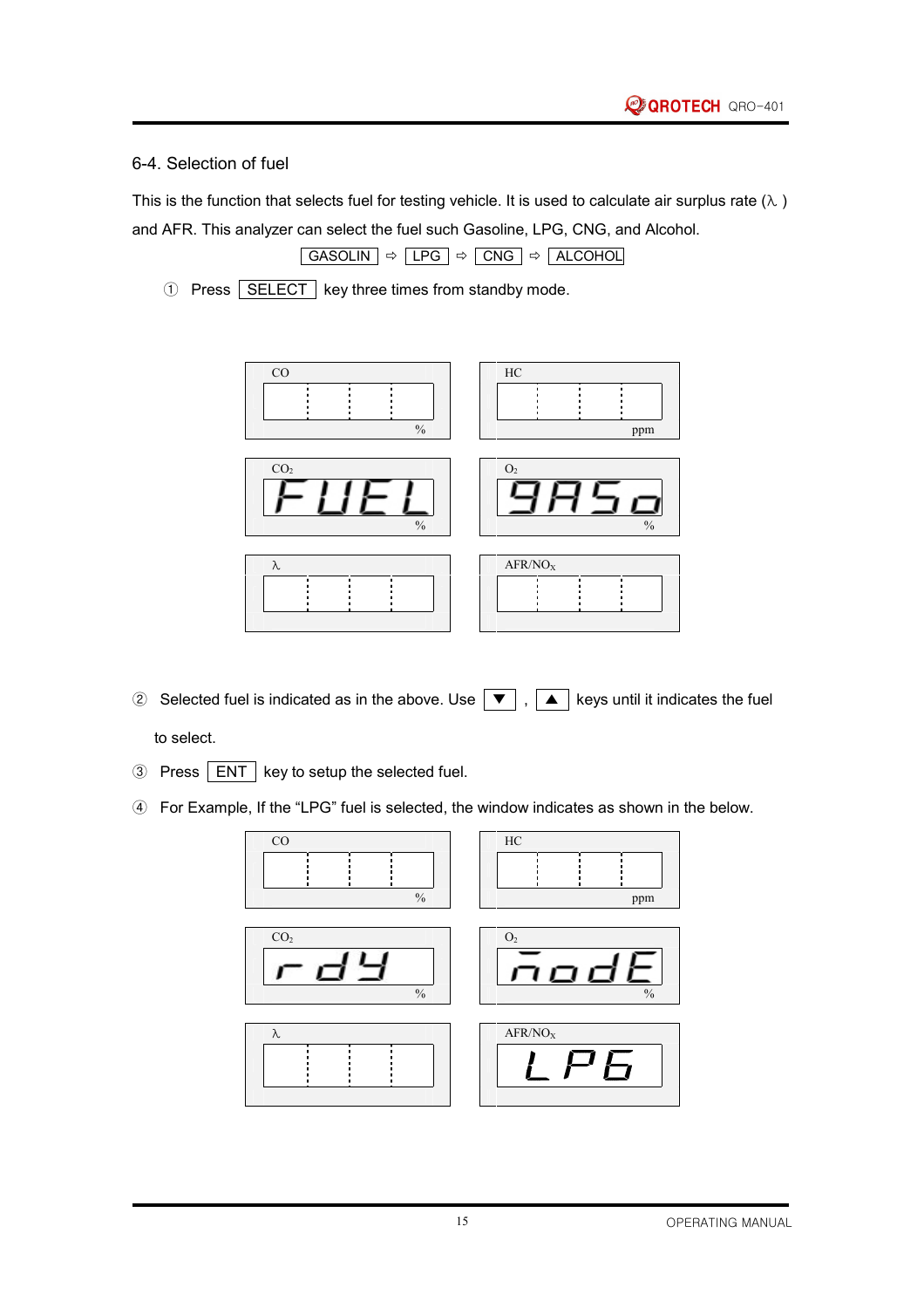## 6-4. Selection of fuel

This is the function that selects fuel for testing vehicle. It is used to calculate air surplus rate (λ ) and AFR. This analyzer can select the fuel such Gasoline, LPG, CNG, and Alcohol.

GASOLIN ⇨ LPG ⇨ CNG ⇨ ALCOHOL

① Press SELECT key three times from standby mode.

| CO | HC |
|---|---|
| | |
| % | ppm |

| $CO_2$ | $O_2$ |
|---|---|
| FUEL | 9ASo |
| % | % |

| λ | AFR/$NO_X$ |
|---|---|
| | |

② Selected fuel is indicated as in the above. Use ▼ , ▲ keys until it indicates the fuel to select.

③ Press ENT key to setup the selected fuel.

④ For Example, If the “LPG” fuel is selected, the window indicates as shown in the below.

| CO | HC |
|---|---|
| | |
| % | ppm |

| $CO_2$ | $O_2$ |
|---|---|
| rdY | modE |
| % | % |

| λ | AFR/$NO_X$ |
|---|---|
| | LPG |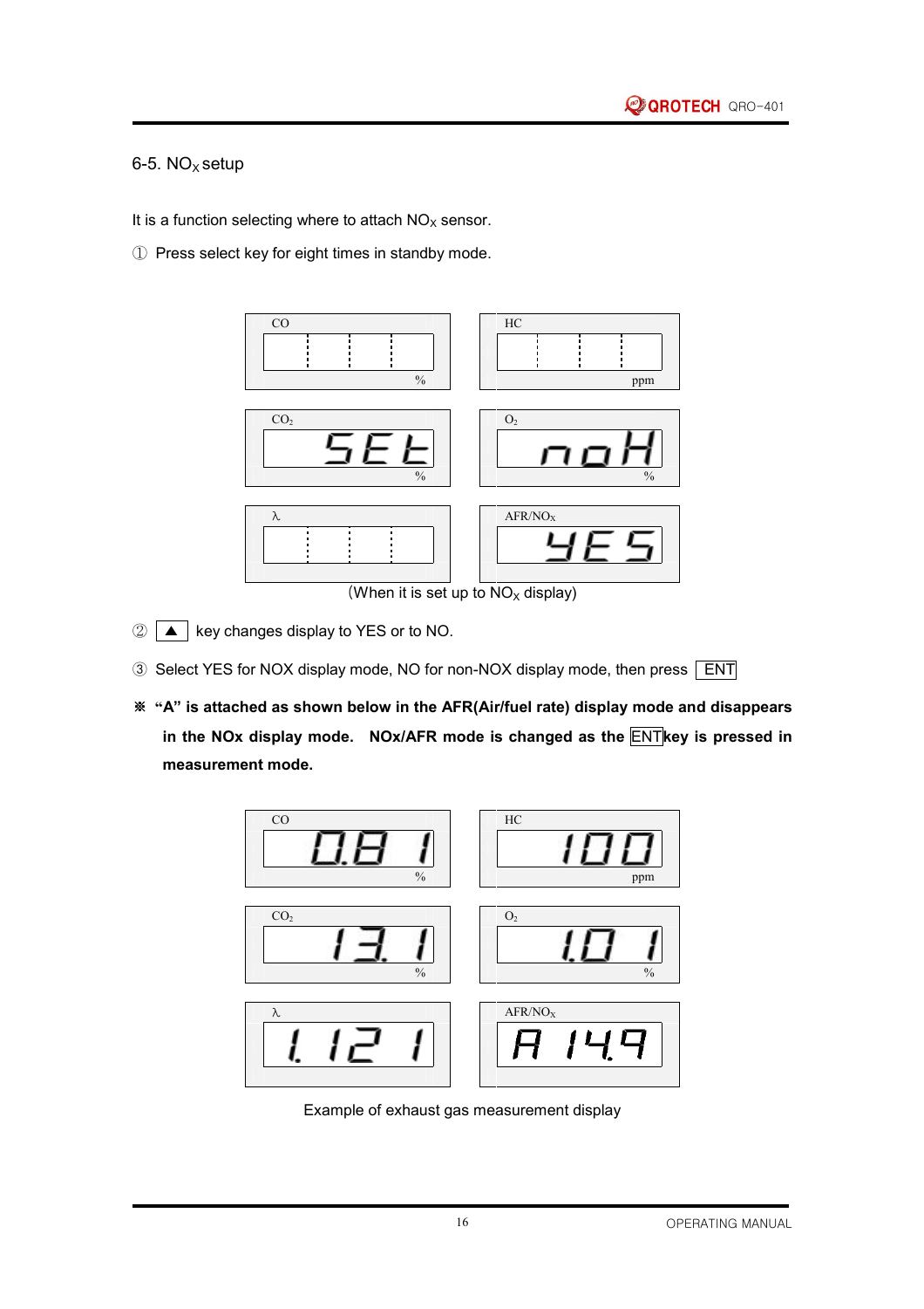## 6-5. $NO_X$ setup

It is a function selecting where to attach $NO_X$ sensor.

① Press select key for eight times in standby mode.

| CO | HC |
|---|---|
| | |
| % | ppm |

| $CO_2$ | $O_2$ |
|---|---|
| SEt | noH |
| % | % |

| λ | AFR/$NO_X$ |
|---|---|
| | YES |

(When it is set up to $NO_X$ display)

② ▲ key changes display to YES or to NO.

③ Select YES for NOX display mode, NO for non-NOX display mode, then press ENT

**※ "A" is attached as shown below in the AFR(Air/fuel rate) display mode and disappears in the NOx display mode. NOx/AFR mode is changed as the ENT key is pressed in measurement mode.**

| CO | HC |
|---|---|
| 0.81 | 100 |
| % | ppm |

| $CO_2$ | $O_2$ |
|---|---|
| 13.1 | 1.01 |
| % | % |

| λ | AFR/$NO_X$ |
|---|---|
| 1.121 | A 14.9 |

Example of exhaust gas measurement display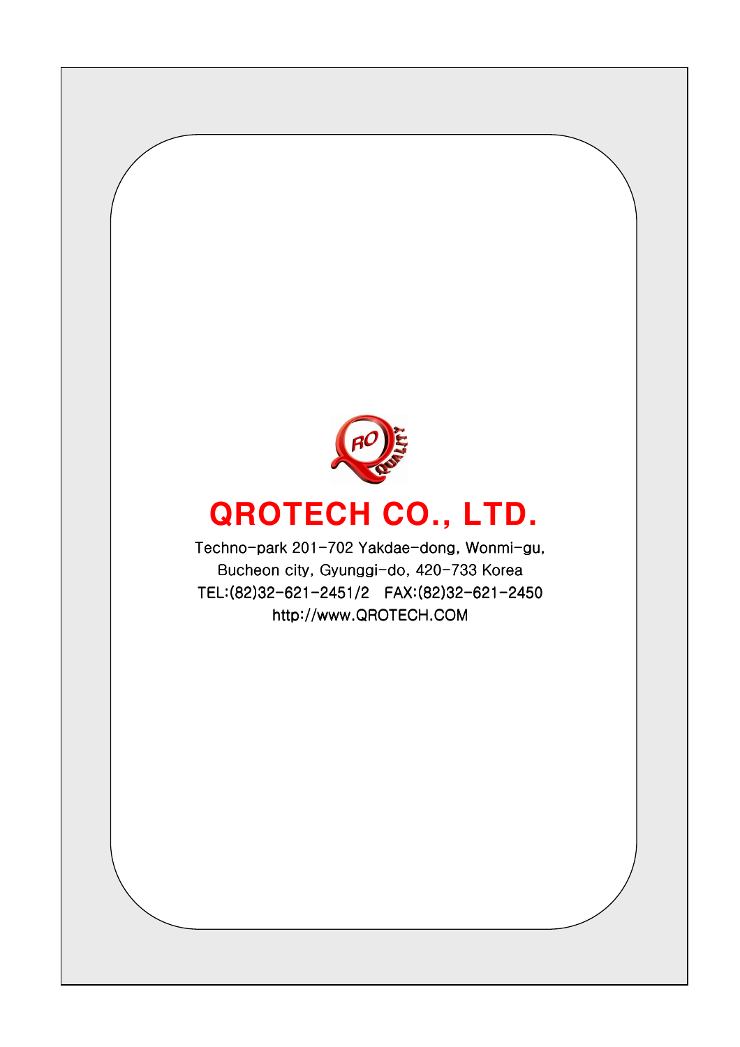# QROTECH CO., LTD.

Techno-park 201-702 Yakdae-dong, Wonmi-gu,
Bucheon city, Gyunggi-do, 420-733 Korea
TEL:(82)32-621-2451/2 FAX:(82)32-621-2450
http://www.QROTECH.COM